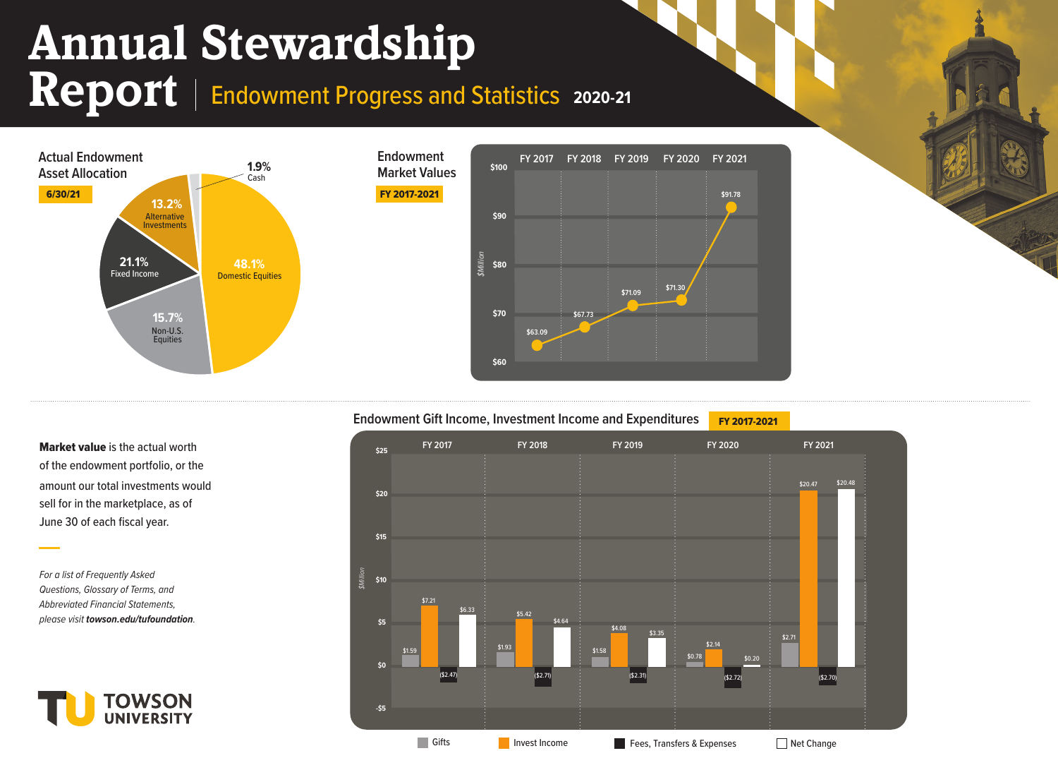# Annual Stewardship Report | Endowment Progress and Statistics 2020-21

## Actual Endowment Asset Allocation

**6/30/21**

| Asset Class | Allocation |
| --- | --- |
| Domestic Equities | 48.1% |
| Non-U.S. Equities | 15.7% |
| Fixed Income | 21.1% |
| Alternative Investments | 13.2% |
| Cash | 1.9% |

## Endowment Market Values

**FY 2017-2021**

| Fiscal Year | Market Value ($Million) |
| --- | --- |
| FY 2017 | $63.09 |
| FY 2018 | $67.73 |
| FY 2019 | $71.09 |
| FY 2020 | $71.30 |
| FY 2021 | $91.78 |

**Market value** is the actual worth of the endowment portfolio, or the amount our total investments would sell for in the marketplace, as of June 30 of each fiscal year.

*For a list of Frequently Asked Questions, Glossary of Terms, and Abbreviated Financial Statements, please visit* ***towson.edu/tufoundation****.*

## Endowment Gift Income, Investment Income and Expenditures

**FY 2017-2021**

($Million)

| Fiscal Year | Gifts | Invest Income | Fees, Transfers & Expenses | Net Change |
| --- | --- | --- | --- | --- |
| FY 2017 | $1.59 | $7.21 | ($2.47) | $6.33 |
| FY 2018 | $1.93 | $5.42 | ($2.71) | $4.64 |
| FY 2019 | $1.58 | $4.08 | ($2.31) | $3.35 |
| FY 2020 | $0.78 | $2.14 | ($2.72) | $0.20 |
| FY 2021 | $2.71 | $20.47 | ($2.70) | $20.48 |

TOWSON UNIVERSITY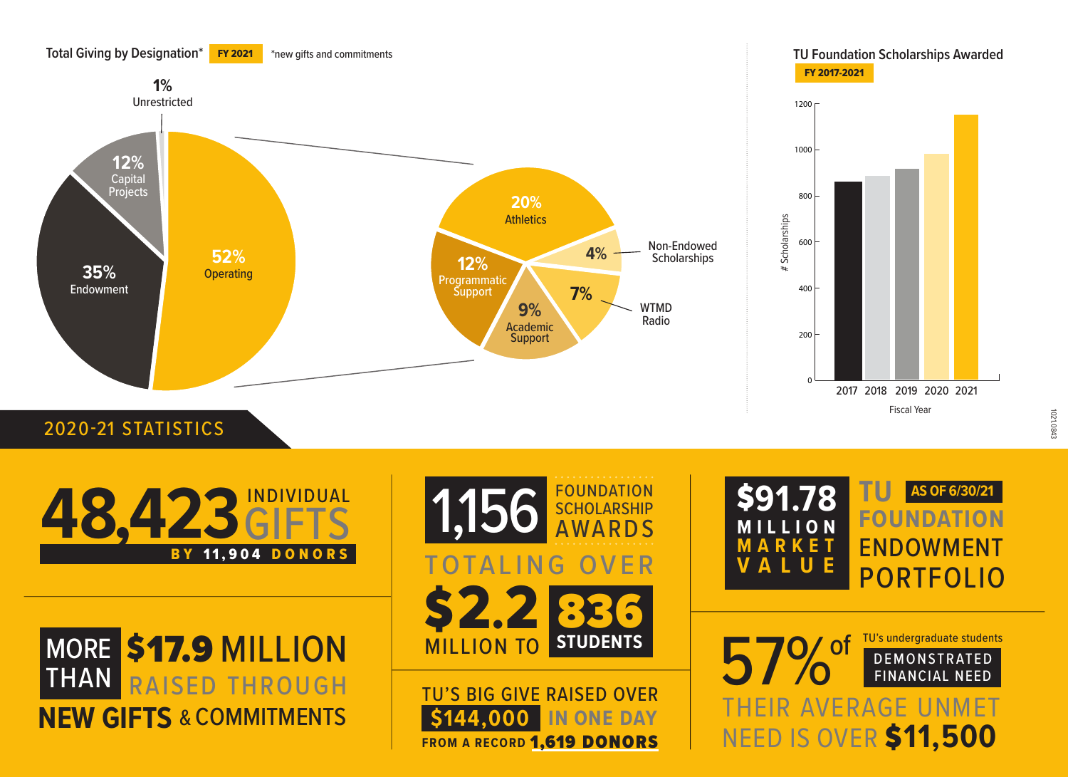## Total Giving by Designation* FY 2021

*new gifts and commitments

1% Unrestricted
12% Capital Projects
35% Endowment
52% Operating

20% Athletics
4% Non-Endowed Scholarships
7% WTMD Radio
9% Academic Support
12% Programmatic Support

## TU Foundation Scholarships Awarded FY 2017-2021

1200
1000
800
600
400
200
0

Scholarships

2017 2018 2019 2020 2021

Fiscal Year

## 2020-21 STATISTICS

**48,423** INDIVIDUAL GIFTS BY **11,904** DONORS

MORE THAN **$17.9** MILLION RAISED THROUGH **NEW GIFTS** & COMMITMENTS

**1,156** FOUNDATION SCHOLARSHIP AWARDS TOTALING OVER **$2.2** MILLION TO **836** STUDENTS

TU'S BIG GIVE RAISED OVER **$144,000** IN ONE DAY FROM A RECORD **1,619 DONORS**

**$91.78** MILLION MARKET VALUE TU FOUNDATION ENDOWMENT PORTFOLIO AS OF 6/30/21

**57%** of TU's undergraduate students DEMONSTRATED FINANCIAL NEED

THEIR AVERAGE UNMET NEED IS OVER **$11,500**